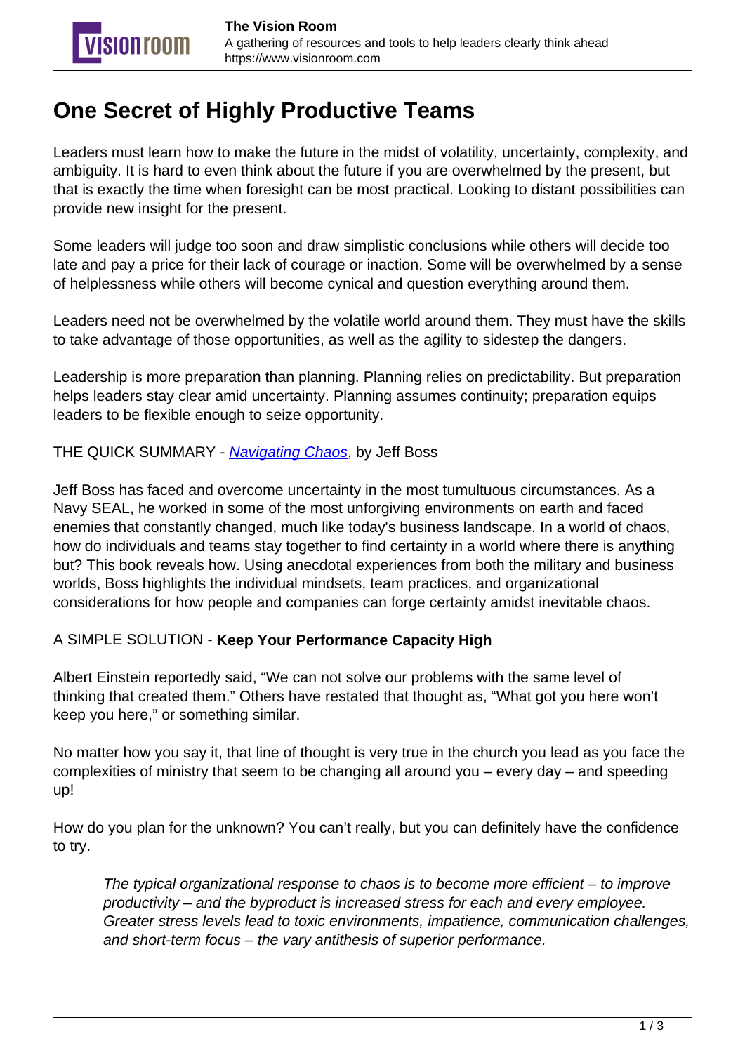# One Secret of Highly Productive Teams

Leaders must learn how to make the future in the midst of volatility, uncertainty, complexity, and ambiguity. It is hard to even think about the future if you are overwhelmed by the present, but that is exactly the time when foresight can be most practical. Looking to distant possibilities can provide new insight for the present.

Some leaders will judge too soon and draw simplistic conclusions while others will decide too late and pay a price for their lack of courage or inaction. Some will be overwhelmed by a sense of helplessness while others will become cynical and question everything around them.

Leaders need not be overwhelmed by the volatile world around them. They must have the skills to take advantage of those opportunities, as well as the agility to sidestep the dangers.

Leadership is more preparation than planning. Planning relies on predictability. But preparation helps leaders stay clear amid uncertainty. Planning assumes continuity; preparation equips leaders to be flexible enough to seize opportunity.

THE QUICK SUMMARY - *Navigating Chaos*, by Jeff Boss

Jeff Boss has faced and overcome uncertainty in the most tumultuous circumstances. As a Navy SEAL, he worked in some of the most unforgiving environments on earth and faced enemies that constantly changed, much like today's business landscape. In a world of chaos, how do individuals and teams stay together to find certainty in a world where there is anything but? This book reveals how. Using anecdotal experiences from both the military and business worlds, Boss highlights the individual mindsets, team practices, and organizational considerations for how people and companies can forge certainty amidst inevitable chaos.

A SIMPLE SOLUTION - **Keep Your Performance Capacity High**

Albert Einstein reportedly said, “We can not solve our problems with the same level of thinking that created them.” Others have restated that thought as, “What got you here won’t keep you here,” or something similar.

No matter how you say it, that line of thought is very true in the church you lead as you face the complexities of ministry that seem to be changing all around you – every day – and speeding up!

How do you plan for the unknown? You can’t really, but you can definitely have the confidence to try.

> *The typical organizational response to chaos is to become more efficient – to improve productivity – and the byproduct is increased stress for each and every employee. Greater stress levels lead to toxic environments, impatience, communication challenges, and short-term focus – the vary antithesis of superior performance.*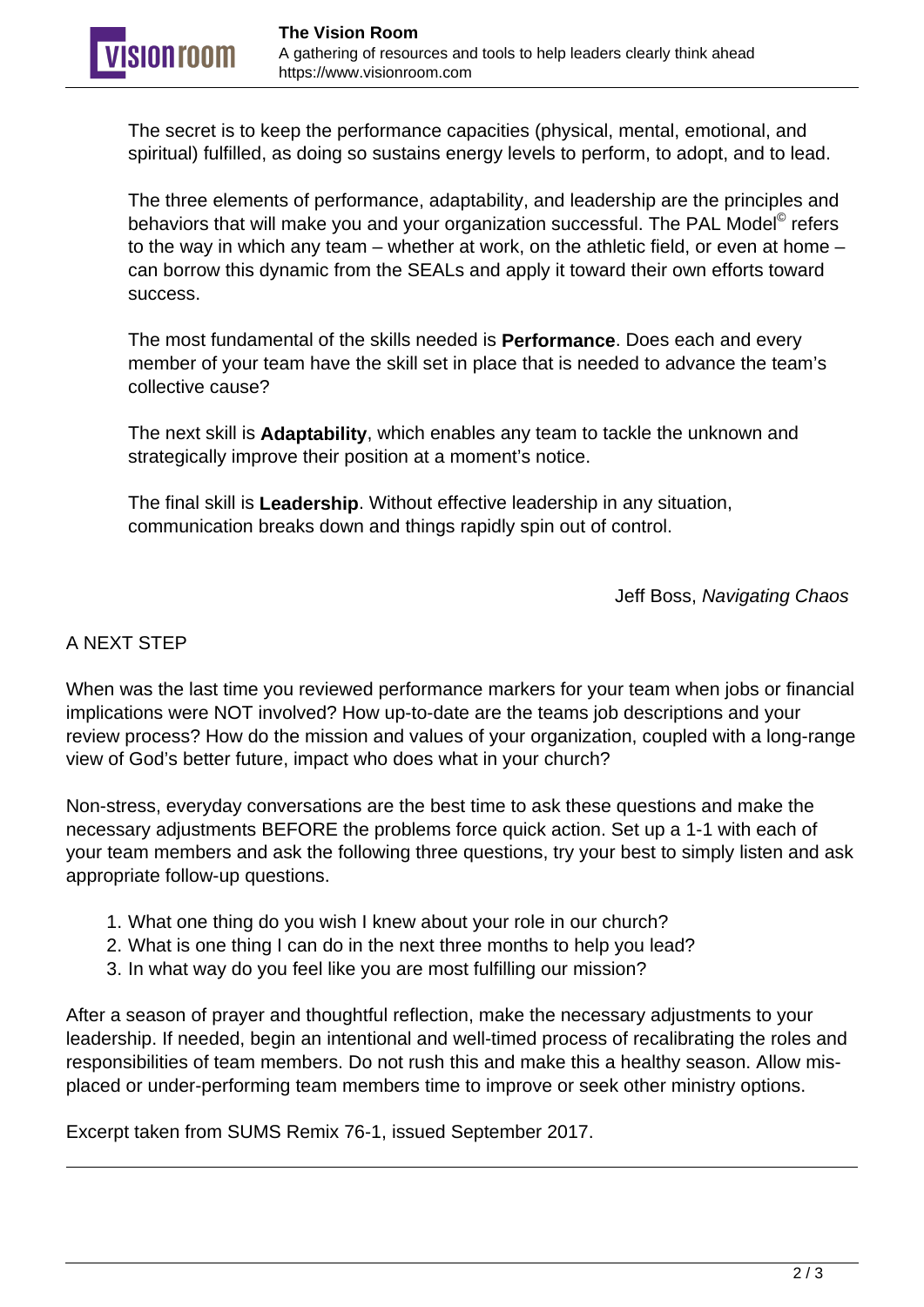The secret is to keep the performance capacities (physical, mental, emotional, and spiritual) fulfilled, as doing so sustains energy levels to perform, to adopt, and to lead.

The three elements of performance, adaptability, and leadership are the principles and behaviors that will make you and your organization successful. The PAL Model© refers to the way in which any team – whether at work, on the athletic field, or even at home – can borrow this dynamic from the SEALs and apply it toward their own efforts toward success.

The most fundamental of the skills needed is **Performance**. Does each and every member of your team have the skill set in place that is needed to advance the team's collective cause?

The next skill is **Adaptability**, which enables any team to tackle the unknown and strategically improve their position at a moment's notice.

The final skill is **Leadership**. Without effective leadership in any situation, communication breaks down and things rapidly spin out of control.

Jeff Boss, *Navigating Chaos*

A NEXT STEP

When was the last time you reviewed performance markers for your team when jobs or financial implications were NOT involved? How up-to-date are the teams job descriptions and your review process? How do the mission and values of your organization, coupled with a long-range view of God's better future, impact who does what in your church?

Non-stress, everyday conversations are the best time to ask these questions and make the necessary adjustments BEFORE the problems force quick action. Set up a 1-1 with each of your team members and ask the following three questions, try your best to simply listen and ask appropriate follow-up questions.

1. What one thing do you wish I knew about your role in our church?
2. What is one thing I can do in the next three months to help you lead?
3. In what way do you feel like you are most fulfilling our mission?

After a season of prayer and thoughtful reflection, make the necessary adjustments to your leadership. If needed, begin an intentional and well-timed process of recalibrating the roles and responsibilities of team members. Do not rush this and make this a healthy season. Allow mis-placed or under-performing team members time to improve or seek other ministry options.

Excerpt taken from SUMS Remix 76-1, issued September 2017.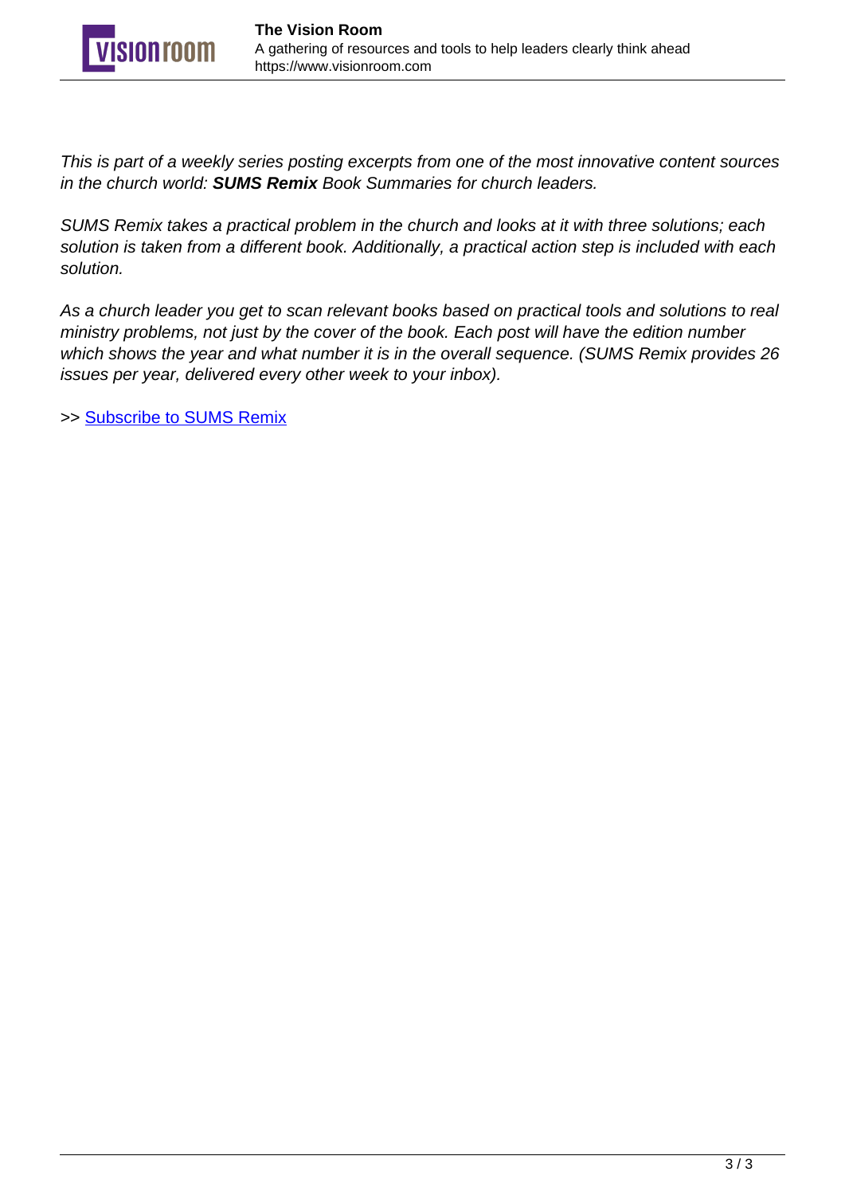*This is part of a weekly series posting excerpts from one of the most innovative content sources in the church world: **SUMS Remix** Book Summaries for church leaders.*

*SUMS Remix takes a practical problem in the church and looks at it with three solutions; each solution is taken from a different book. Additionally, a practical action step is included with each solution.*

*As a church leader you get to scan relevant books based on practical tools and solutions to real ministry problems, not just by the cover of the book. Each post will have the edition number which shows the year and what number it is in the overall sequence. (SUMS Remix provides 26 issues per year, delivered every other week to your inbox).*

>> Subscribe to SUMS Remix